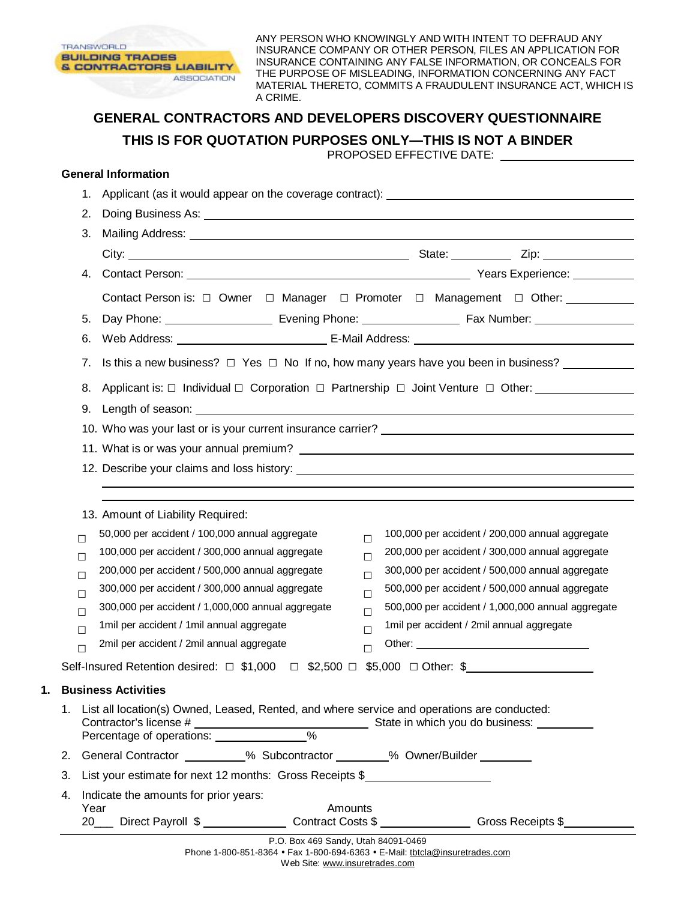ANY PERSON WHO KNOWINGLY AND WITH INTENT TO DEFRAUD ANY INSURANCE COMPANY OR OTHER PERSON, FILES AN APPLICATION FOR INSURANCE CONTAINING ANY FALSE INFORMATION, OR CONCEALS FOR THE PURPOSE OF MISLEADING, INFORMATION CONCERNING ANY FACT MATERIAL THERETO, COMMITS A FRAUDULENT INSURANCE ACT, WHICH IS A CRIME.

# GENERAL CONTRACTORS AND DEVELOPERS DISCOVERY QUESTIONNAIRE

## THIS IS FOR QUOTATION PURPOSES ONLY—THIS IS NOT A BINDER

PROPOSED EFFECTIVE DATE: ____________________

### General Information

1. Applicant (as it would appear on the coverage contract): ____________________
2. Doing Business As: ____________________
3. Mailing Address: ____________________
   City: ____________________ State: __________ Zip: ______________
4. Contact Person: ____________________ Years Experience: __________
   Contact Person is: ☐ Owner ☐ Manager ☐ Promoter ☐ Management ☐ Other: __________
5. Day Phone: ______________ Evening Phone: ______________ Fax Number: ______________
6. Web Address: ____________________ E-Mail Address: ____________________
7. Is this a new business? ☐ Yes ☐ No If no, how many years have you been in business? __________
8. Applicant is: ☐ Individual ☐ Corporation ☐ Partnership ☐ Joint Venture ☐ Other: ______________
9. Length of season: ____________________
10. Who was your last or is your current insurance carrier? ____________________
11. What is or was your annual premium? ____________________
12. Describe your claims and loss history: ____________________

____________________

____________________

13. Amount of Liability Required:

☐ 50,000 per accident / 100,000 annual aggregate
☐ 100,000 per accident / 200,000 annual aggregate
☐ 100,000 per accident / 300,000 annual aggregate
☐ 200,000 per accident / 300,000 annual aggregate
☐ 200,000 per accident / 500,000 annual aggregate
☐ 300,000 per accident / 500,000 annual aggregate
☐ 300,000 per accident / 300,000 annual aggregate
☐ 500,000 per accident / 500,000 annual aggregate
☐ 300,000 per accident / 1,000,000 annual aggregate
☐ 500,000 per accident / 1,000,000 annual aggregate
☐ 1mil per accident / 1mil annual aggregate
☐ 1mil per accident / 2mil annual aggregate
☐ 2mil per accident / 2mil annual aggregate
☐ Other: ____________________

Self-Insured Retention desired: ☐ $1,000 ☐ $2,500 ☐ $5,000 ☐ Other: $____________________

### 1. Business Activities

1. List all location(s) Owned, Leased, Rented, and where service and operations are conducted:
   Contractor's license # ____________________ State in which you do business: __________
   Percentage of operations: ______________%
2. General Contractor __________% Subcontractor __________% Owner/Builder __________
3. List your estimate for next 12 months: Gross Receipts $____________________
4. Indicate the amounts for prior years:
   Year Amounts
   20___ Direct Payroll $ ______________ Contract Costs $ ______________ Gross Receipts $____________

P.O. Box 469 Sandy, Utah 84091-0469
Phone 1-800-851-8364 • Fax 1-800-694-6363 • E-Mail: tbtcla@insuretrades.com
Web Site: www.insuretrades.com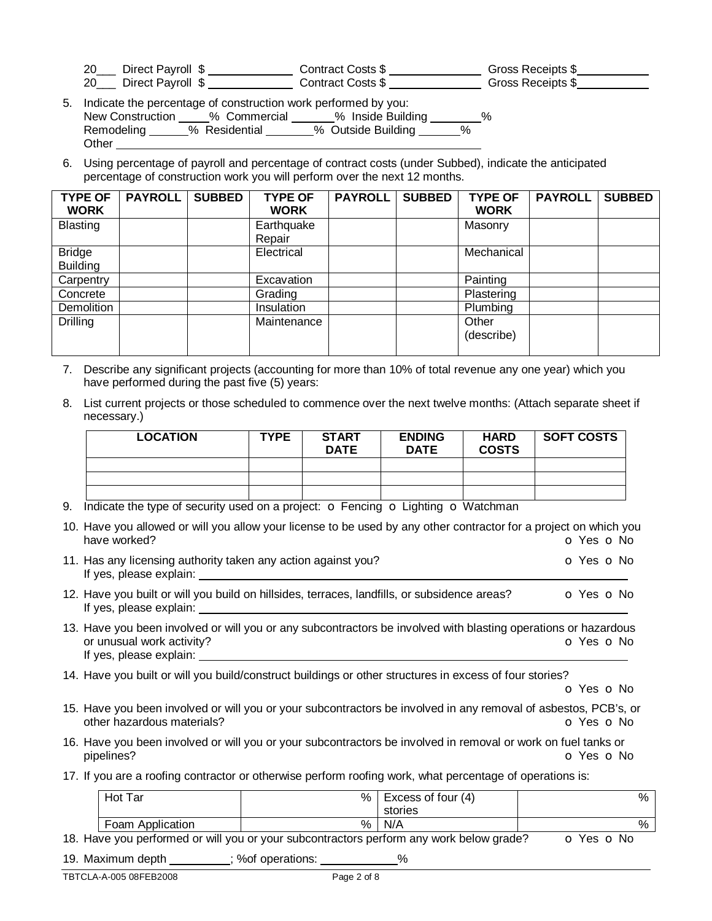20___ Direct Payroll $ ____________ Contract Costs $ ______________ Gross Receipts $___________
20___ Direct Payroll $ ____________ Contract Costs $ ______________ Gross Receipts $___________

5. Indicate the percentage of construction work performed by you:
   New Construction _____% Commercial ______% Inside Building ________%
   Remodeling ______% Residential _______% Outside Building ______%
   Other ______________________________________________________________

6. Using percentage of payroll and percentage of contract costs (under Subbed), indicate the anticipated percentage of construction work you will perform over the next 12 months.

| TYPE OF WORK | PAYROLL | SUBBED | TYPE OF WORK | PAYROLL | SUBBED | TYPE OF WORK | PAYROLL | SUBBED |
|---|---|---|---|---|---|---|---|---|
| Blasting | | | Earthquake Repair | | | Masonry | | |
| Bridge Building | | | Electrical | | | Mechanical | | |
| Carpentry | | | Excavation | | | Painting | | |
| Concrete | | | Grading | | | Plastering | | |
| Demolition | | | Insulation | | | Plumbing | | |
| Drilling | | | Maintenance | | | Other (describe) | | |

7. Describe any significant projects (accounting for more than 10% of total revenue any one year) which you have performed during the past five (5) years:

8. List current projects or those scheduled to commence over the next twelve months: (Attach separate sheet if necessary.)

| LOCATION | TYPE | START DATE | ENDING DATE | HARD COSTS | SOFT COSTS |
|---|---|---|---|---|---|
| | | | | | |
| | | | | | |
| | | | | | |

9. Indicate the type of security used on a project: o Fencing o Lighting o Watchman

10. Have you allowed or will you allow your license to be used by any other contractor for a project on which you have worked? o Yes o No

11. Has any licensing authority taken any action against you? o Yes o No
    If yes, please explain: ______________________________________________

12. Have you built or will you build on hillsides, terraces, landfills, or subsidence areas? o Yes o No
    If yes, please explain: ______________________________________________

13. Have you been involved or will you or any subcontractors be involved with blasting operations or hazardous or unusual work activity? o Yes o No
    If yes, please explain: ______________________________________________

14. Have you built or will you build/construct buildings or other structures in excess of four stories?
    o Yes o No

15. Have you been involved or will you or your subcontractors be involved in any removal of asbestos, PCB's, or other hazardous materials? o Yes o No

16. Have you been involved or will you or your subcontractors be involved in removal or work on fuel tanks or pipelines? o Yes o No

17. If you are a roofing contractor or otherwise perform roofing work, what percentage of operations is:

| Hot Tar | % | Excess of four (4) stories | % |
|---|---|---|---|
| Foam Application | % | N/A | % |

18. Have you performed or will you or your subcontractors perform any work below grade? o Yes o No

19. Maximum depth _________; %of operations: ___________%

TBTCLA-A-005 08FEB2008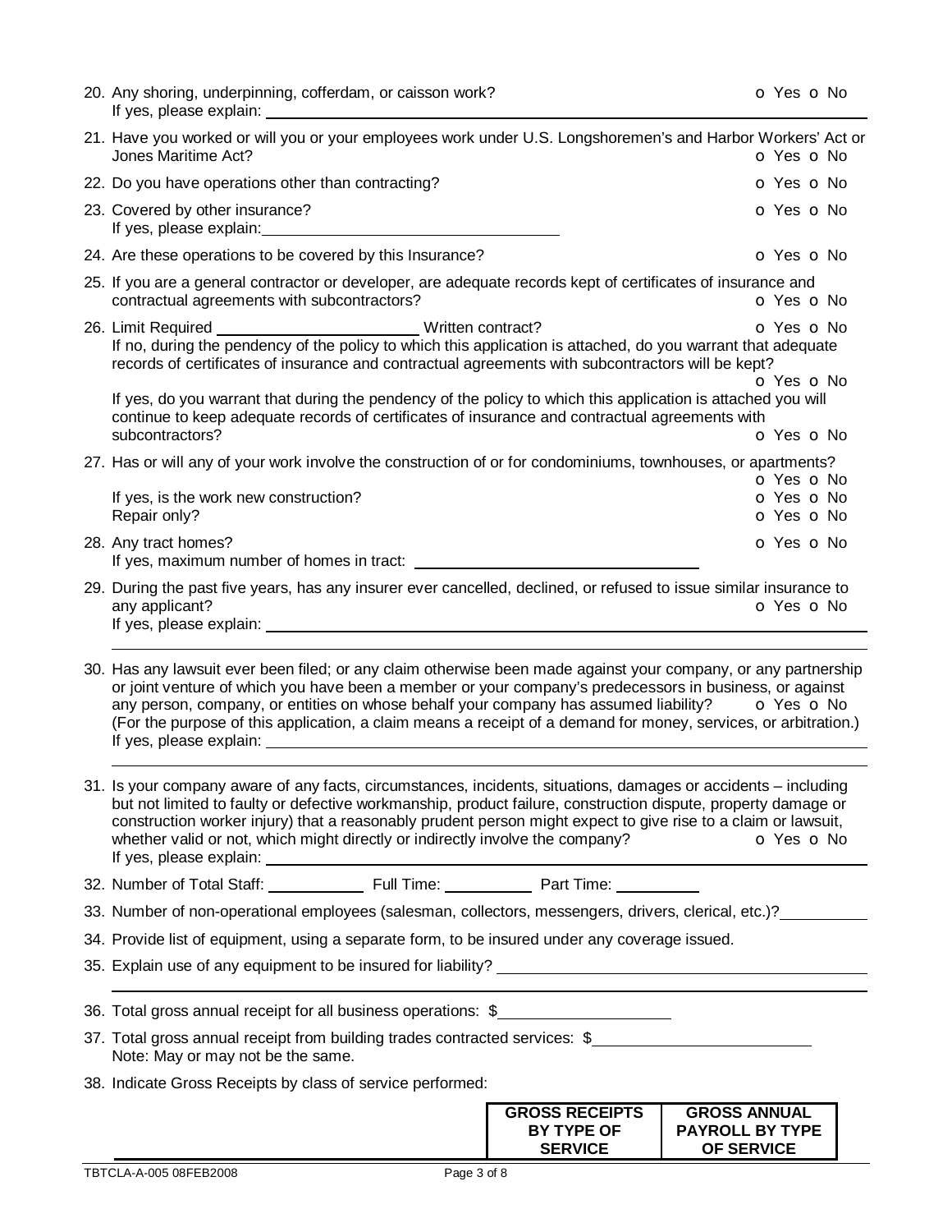20. Any shoring, underpinning, cofferdam, or caisson work? o Yes o No
    If yes, please explain: ____________________

21. Have you worked or will you or your employees work under U.S. Longshoremen's and Harbor Workers' Act or Jones Maritime Act? o Yes o No

22. Do you have operations other than contracting? o Yes o No

23. Covered by other insurance? o Yes o No
    If yes, please explain: ____________________

24. Are these operations to be covered by this Insurance? o Yes o No

25. If you are a general contractor or developer, are adequate records kept of certificates of insurance and contractual agreements with subcontractors? o Yes o No

26. Limit Required ____________________ Written contract? o Yes o No
    If no, during the pendency of the policy to which this application is attached, do you warrant that adequate records of certificates of insurance and contractual agreements with subcontractors will be kept? o Yes o No
    If yes, do you warrant that during the pendency of the policy to which this application is attached you will continue to keep adequate records of certificates of insurance and contractual agreements with subcontractors? o Yes o No

27. Has or will any of your work involve the construction of or for condominiums, townhouses, or apartments? o Yes o No
    If yes, is the work new construction? o Yes o No
    Repair only? o Yes o No

28. Any tract homes? o Yes o No
    If yes, maximum number of homes in tract: ____________________

29. During the past five years, has any insurer ever cancelled, declined, or refused to issue similar insurance to any applicant? o Yes o No
    If yes, please explain: ____________________

30. Has any lawsuit ever been filed; or any claim otherwise been made against your company, or any partnership or joint venture of which you have been a member or your company's predecessors in business, or against any person, company, or entities on whose behalf your company has assumed liability? o Yes o No
    (For the purpose of this application, a claim means a receipt of a demand for money, services, or arbitration.)
    If yes, please explain: ____________________

31. Is your company aware of any facts, circumstances, incidents, situations, damages or accidents – including but not limited to faulty or defective workmanship, product failure, construction dispute, property damage or construction worker injury) that a reasonably prudent person might expect to give rise to a claim or lawsuit, whether valid or not, which might directly or indirectly involve the company? o Yes o No
    If yes, please explain: ____________________

32. Number of Total Staff: __________ Full Time: __________ Part Time: __________

33. Number of non-operational employees (salesman, collectors, messengers, drivers, clerical, etc.)? __________

34. Provide list of equipment, using a separate form, to be insured under any coverage issued.

35. Explain use of any equipment to be insured for liability? ____________________

36. Total gross annual receipt for all business operations: $____________________

37. Total gross annual receipt from building trades contracted services: $____________________
    Note: May or may not be the same.

38. Indicate Gross Receipts by class of service performed:

| | **GROSS RECEIPTS BY TYPE OF SERVICE** | **GROSS ANNUAL PAYROLL BY TYPE OF SERVICE** |
|---|---|---|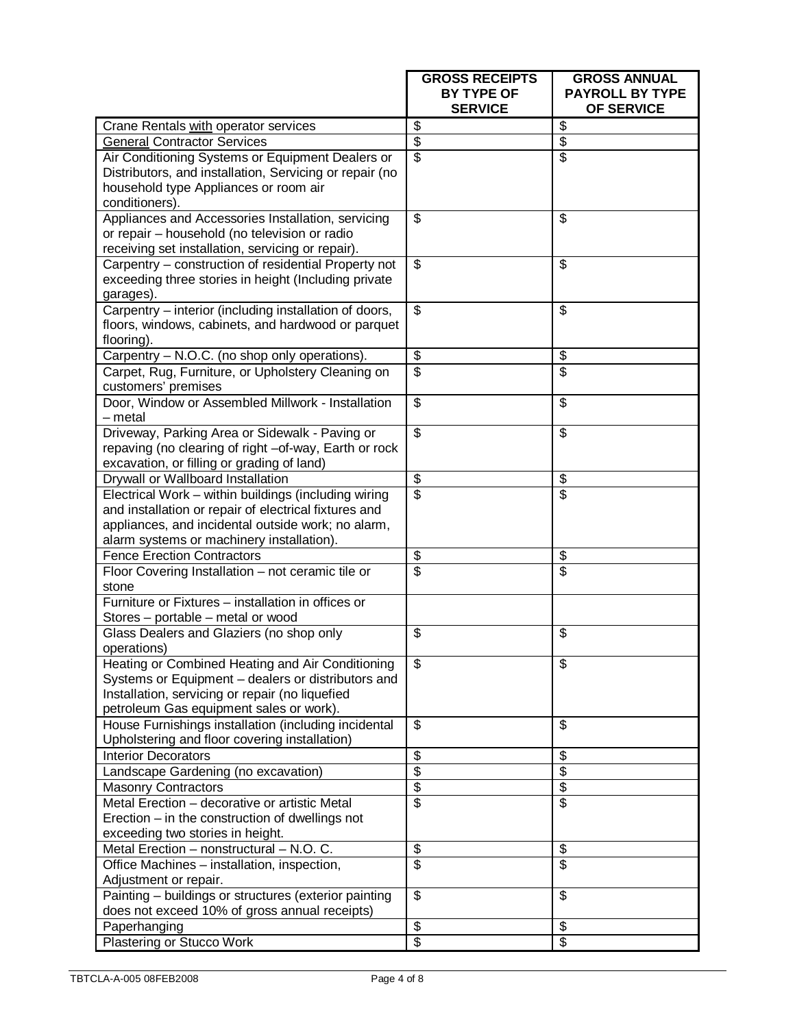| | GROSS RECEIPTS BY TYPE OF SERVICE | GROSS ANNUAL PAYROLL BY TYPE OF SERVICE |
|---|---|---|
| Crane Rentals with operator services | $ | $ |
| General Contractor Services | $ | $ |
| Air Conditioning Systems or Equipment Dealers or Distributors, and installation, Servicing or repair (no household type Appliances or room air conditioners). | $ | $ |
| Appliances and Accessories Installation, servicing or repair – household (no television or radio receiving set installation, servicing or repair). | $ | $ |
| Carpentry – construction of residential Property not exceeding three stories in height (Including private garages). | $ | $ |
| Carpentry – interior (including installation of doors, floors, windows, cabinets, and hardwood or parquet flooring). | $ | $ |
| Carpentry – N.O.C. (no shop only operations). | $ | $ |
| Carpet, Rug, Furniture, or Upholstery Cleaning on customers' premises | $ | $ |
| Door, Window or Assembled Millwork - Installation – metal | $ | $ |
| Driveway, Parking Area or Sidewalk - Paving or repaving (no clearing of right –of-way, Earth or rock excavation, or filling or grading of land) | $ | $ |
| Drywall or Wallboard Installation | $ | $ |
| Electrical Work – within buildings (including wiring and installation or repair of electrical fixtures and appliances, and incidental outside work; no alarm, alarm systems or machinery installation). | $ | $ |
| Fence Erection Contractors | $ | $ |
| Floor Covering Installation – not ceramic tile or stone | $ | $ |
| Furniture or Fixtures – installation in offices or Stores – portable – metal or wood | | |
| Glass Dealers and Glaziers (no shop only operations) | $ | $ |
| Heating or Combined Heating and Air Conditioning Systems or Equipment – dealers or distributors and Installation, servicing or repair (no liquefied petroleum Gas equipment sales or work). | $ | $ |
| House Furnishings installation (including incidental Upholstering and floor covering installation) | $ | $ |
| Interior Decorators | $ | $ |
| Landscape Gardening (no excavation) | $ | $ |
| Masonry Contractors | $ | $ |
| Metal Erection – decorative or artistic Metal Erection – in the construction of dwellings not exceeding two stories in height. | $ | $ |
| Metal Erection – nonstructural – N.O. C. | $ | $ |
| Office Machines – installation, inspection, Adjustment or repair. | $ | $ |
| Painting – buildings or structures (exterior painting does not exceed 10% of gross annual receipts) | $ | $ |
| Paperhanging | $ | $ |
| Plastering or Stucco Work | $ | $ |

TBTCLA-A-005 08FEB2008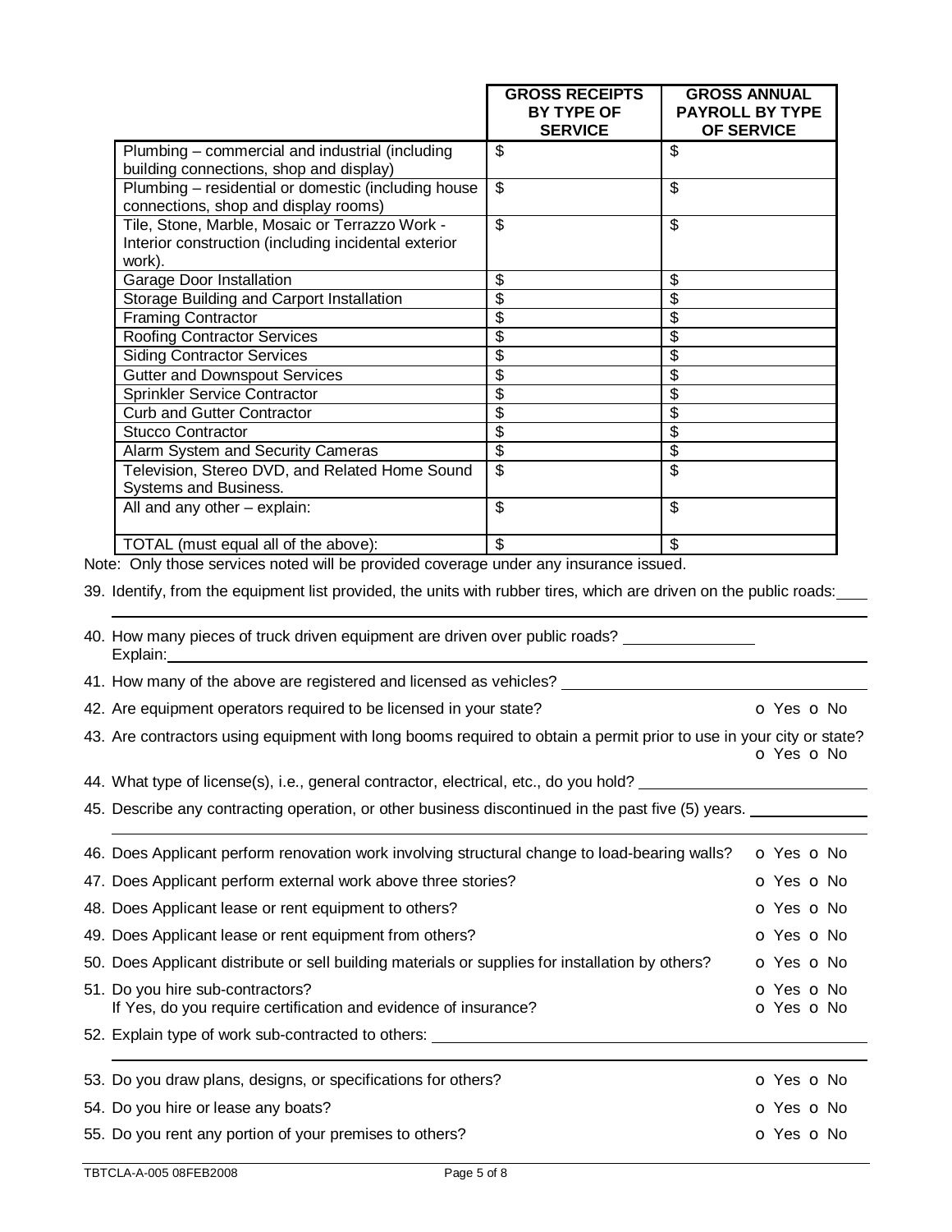| | GROSS RECEIPTS BY TYPE OF SERVICE | GROSS ANNUAL PAYROLL BY TYPE OF SERVICE |
|---|---|---|
| Plumbing – commercial and industrial (including building connections, shop and display) | $ | $ |
| Plumbing – residential or domestic (including house connections, shop and display rooms) | $ | $ |
| Tile, Stone, Marble, Mosaic or Terrazzo Work - Interior construction (including incidental exterior work). | $ | $ |
| Garage Door Installation | $ | $ |
| Storage Building and Carport Installation | $ | $ |
| Framing Contractor | $ | $ |
| Roofing Contractor Services | $ | $ |
| Siding Contractor Services | $ | $ |
| Gutter and Downspout Services | $ | $ |
| Sprinkler Service Contractor | $ | $ |
| Curb and Gutter Contractor | $ | $ |
| Stucco Contractor | $ | $ |
| Alarm System and Security Cameras | $ | $ |
| Television, Stereo DVD, and Related Home Sound Systems and Business. | $ | $ |
| All and any other – explain: | $ | $ |
| TOTAL (must equal all of the above): | $ | $ |

Note: Only those services noted will be provided coverage under any insurance issued.

39. Identify, from the equipment list provided, the units with rubber tires, which are driven on the public roads: ____

40. How many pieces of truck driven equipment are driven over public roads? ________
Explain: ________

41. How many of the above are registered and licensed as vehicles? ________

42. Are equipment operators required to be licensed in your state? o Yes o No

43. Are contractors using equipment with long booms required to obtain a permit prior to use in your city or state? o Yes o No

44. What type of license(s), i.e., general contractor, electrical, etc., do you hold? ________

45. Describe any contracting operation, or other business discontinued in the past five (5) years. ________

46. Does Applicant perform renovation work involving structural change to load-bearing walls? o Yes o No

47. Does Applicant perform external work above three stories? o Yes o No

48. Does Applicant lease or rent equipment to others? o Yes o No

49. Does Applicant lease or rent equipment from others? o Yes o No

50. Does Applicant distribute or sell building materials or supplies for installation by others? o Yes o No

51. Do you hire sub-contractors? o Yes o No
If Yes, do you require certification and evidence of insurance? o Yes o No

52. Explain type of work sub-contracted to others: ________

53. Do you draw plans, designs, or specifications for others? o Yes o No

54. Do you hire or lease any boats? o Yes o No

55. Do you rent any portion of your premises to others? o Yes o No

TBTCLA-A-005 08FEB2008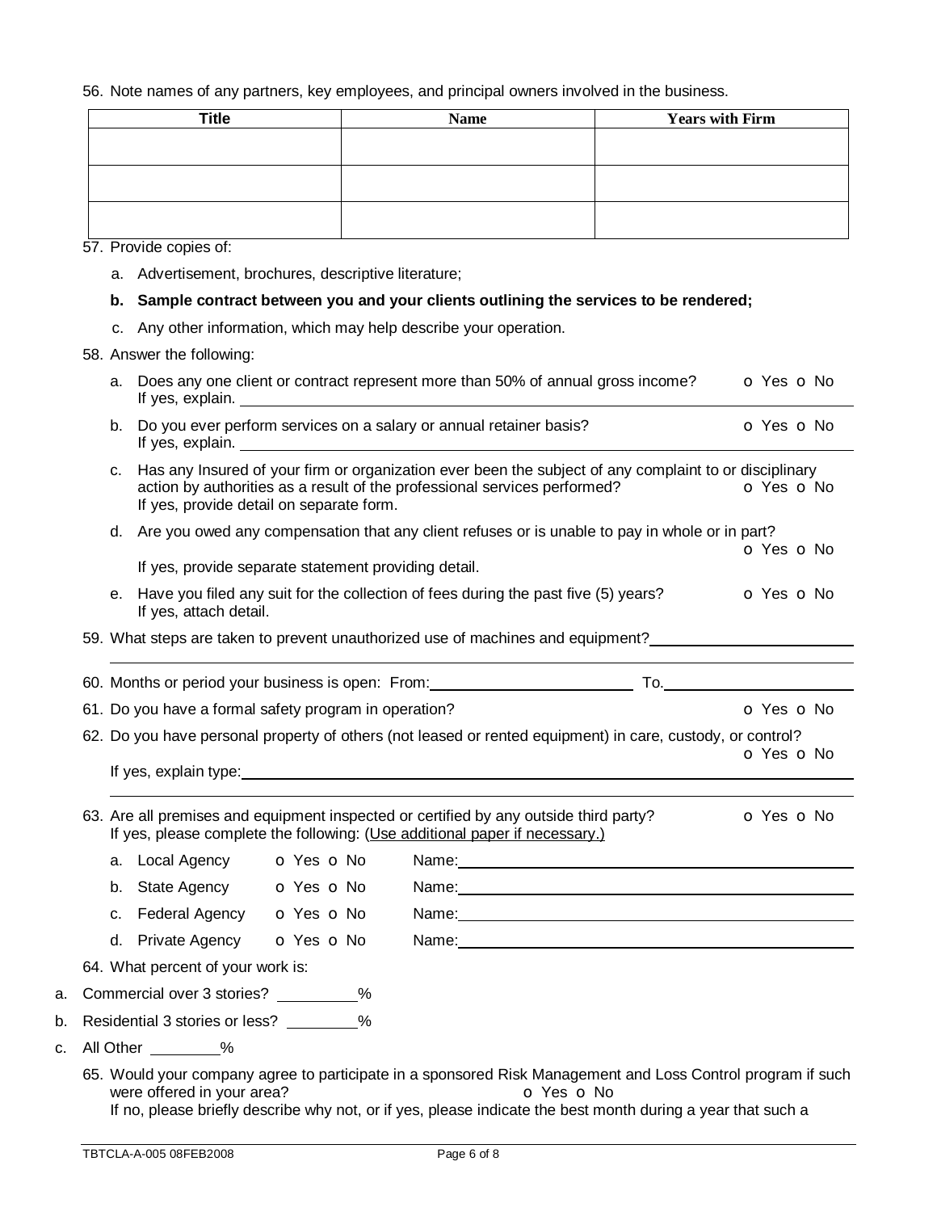56. Note names of any partners, key employees, and principal owners involved in the business.

| Title | Name | Years with Firm |
|---|---|---|
| | | |
| | | |
| | | |

57. Provide copies of:

   a. Advertisement, brochures, descriptive literature;

   **b. Sample contract between you and your clients outlining the services to be rendered;**

   c. Any other information, which may help describe your operation.

58. Answer the following:

   a. Does any one client or contract represent more than 50% of annual gross income? o Yes o No
   If yes, explain. ______________________________

   b. Do you ever perform services on a salary or annual retainer basis? o Yes o No
   If yes, explain. ______________________________

   c. Has any Insured of your firm or organization ever been the subject of any complaint to or disciplinary action by authorities as a result of the professional services performed? o Yes o No
   If yes, provide detail on separate form.

   d. Are you owed any compensation that any client refuses or is unable to pay in whole or in part? o Yes o No
   If yes, provide separate statement providing detail.

   e. Have you filed any suit for the collection of fees during the past five (5) years? o Yes o No
   If yes, attach detail.

59. What steps are taken to prevent unauthorized use of machines and equipment? ______________________________

60. Months or period your business is open: From: ____________ To. ____________

61. Do you have a formal safety program in operation? o Yes o No

62. Do you have personal property of others (not leased or rented equipment) in care, custody, or control? o Yes o No
   If yes, explain type: ______________________________

63. Are all premises and equipment inspected or certified by any outside third party? o Yes o No
   If yes, please complete the following: (Use additional paper if necessary.)

   a. Local Agency o Yes o No Name: ____________

   b. State Agency o Yes o No Name: ____________

   c. Federal Agency o Yes o No Name: ____________

   d. Private Agency o Yes o No Name: ____________

64. What percent of your work is:

a. Commercial over 3 stories? ________%

b. Residential 3 stories or less? ________%

c. All Other ________%

65. Would your company agree to participate in a sponsored Risk Management and Loss Control program if such were offered in your area? o Yes o No
   If no, please briefly describe why not, or if yes, please indicate the best month during a year that such a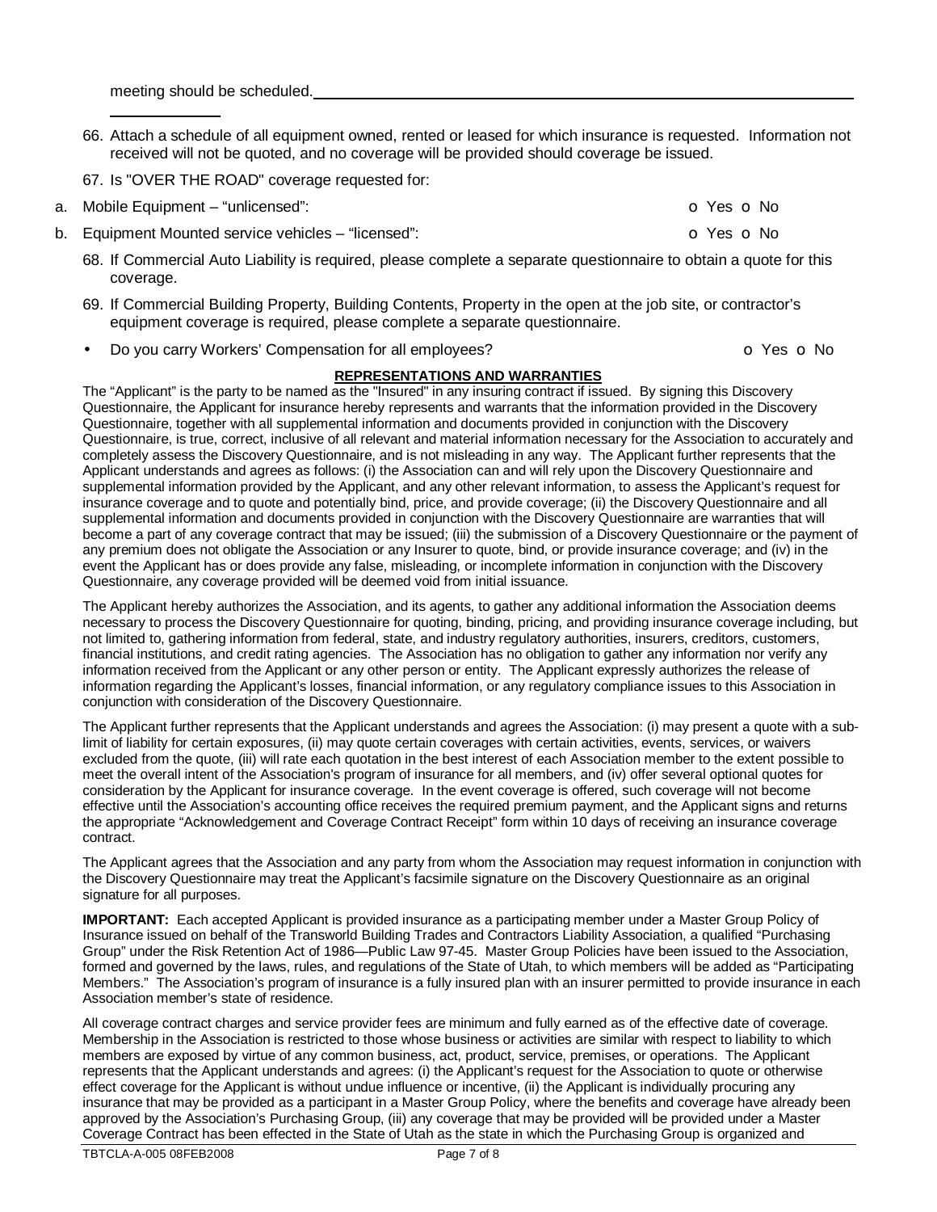meeting should be scheduled.______________________________________________________________
______________

66. Attach a schedule of all equipment owned, rented or leased for which insurance is requested. Information not received will not be quoted, and no coverage will be provided should coverage be issued.

67. Is "OVER THE ROAD" coverage requested for:

a. Mobile Equipment – "unlicensed": o Yes o No

b. Equipment Mounted service vehicles – "licensed": o Yes o No

68. If Commercial Auto Liability is required, please complete a separate questionnaire to obtain a quote for this coverage.

69. If Commercial Building Property, Building Contents, Property in the open at the job site, or contractor's equipment coverage is required, please complete a separate questionnaire.

- Do you carry Workers' Compensation for all employees? o Yes o No

**REPRESENTATIONS AND WARRANTIES**

The "Applicant" is the party to be named as the "Insured" in any insuring contract if issued. By signing this Discovery Questionnaire, the Applicant for insurance hereby represents and warrants that the information provided in the Discovery Questionnaire, together with all supplemental information and documents provided in conjunction with the Discovery Questionnaire, is true, correct, inclusive of all relevant and material information necessary for the Association to accurately and completely assess the Discovery Questionnaire, and is not misleading in any way. The Applicant further represents that the Applicant understands and agrees as follows: (i) the Association can and will rely upon the Discovery Questionnaire and supplemental information provided by the Applicant, and any other relevant information, to assess the Applicant's request for insurance coverage and to quote and potentially bind, price, and provide coverage; (ii) the Discovery Questionnaire and all supplemental information and documents provided in conjunction with the Discovery Questionnaire are warranties that will become a part of any coverage contract that may be issued; (iii) the submission of a Discovery Questionnaire or the payment of any premium does not obligate the Association or any Insurer to quote, bind, or provide insurance coverage; and (iv) in the event the Applicant has or does provide any false, misleading, or incomplete information in conjunction with the Discovery Questionnaire, any coverage provided will be deemed void from initial issuance.

The Applicant hereby authorizes the Association, and its agents, to gather any additional information the Association deems necessary to process the Discovery Questionnaire for quoting, binding, pricing, and providing insurance coverage including, but not limited to, gathering information from federal, state, and industry regulatory authorities, insurers, creditors, customers, financial institutions, and credit rating agencies. The Association has no obligation to gather any information nor verify any information received from the Applicant or any other person or entity. The Applicant expressly authorizes the release of information regarding the Applicant's losses, financial information, or any regulatory compliance issues to this Association in conjunction with consideration of the Discovery Questionnaire.

The Applicant further represents that the Applicant understands and agrees the Association: (i) may present a quote with a sub-limit of liability for certain exposures, (ii) may quote certain coverages with certain activities, events, services, or waivers excluded from the quote, (iii) will rate each quotation in the best interest of each Association member to the extent possible to meet the overall intent of the Association's program of insurance for all members, and (iv) offer several optional quotes for consideration by the Applicant for insurance coverage. In the event coverage is offered, such coverage will not become effective until the Association's accounting office receives the required premium payment, and the Applicant signs and returns the appropriate "Acknowledgement and Coverage Contract Receipt" form within 10 days of receiving an insurance coverage contract.

The Applicant agrees that the Association and any party from whom the Association may request information in conjunction with the Discovery Questionnaire may treat the Applicant's facsimile signature on the Discovery Questionnaire as an original signature for all purposes.

**IMPORTANT:** Each accepted Applicant is provided insurance as a participating member under a Master Group Policy of Insurance issued on behalf of the Transworld Building Trades and Contractors Liability Association, a qualified "Purchasing Group" under the Risk Retention Act of 1986—Public Law 97-45. Master Group Policies have been issued to the Association, formed and governed by the laws, rules, and regulations of the State of Utah, to which members will be added as "Participating Members." The Association's program of insurance is a fully insured plan with an insurer permitted to provide insurance in each Association member's state of residence.

All coverage contract charges and service provider fees are minimum and fully earned as of the effective date of coverage. Membership in the Association is restricted to those whose business or activities are similar with respect to liability to which members are exposed by virtue of any common business, act, product, service, premises, or operations. The Applicant represents that the Applicant understands and agrees: (i) the Applicant's request for the Association to quote or otherwise effect coverage for the Applicant is without undue influence or incentive, (ii) the Applicant is individually procuring any insurance that may be provided as a participant in a Master Group Policy, where the benefits and coverage have already been approved by the Association's Purchasing Group, (iii) any coverage that may be provided will be provided under a Master Coverage Contract has been effected in the State of Utah as the state in which the Purchasing Group is organized and

TBTCLA-A-005 08FEB2008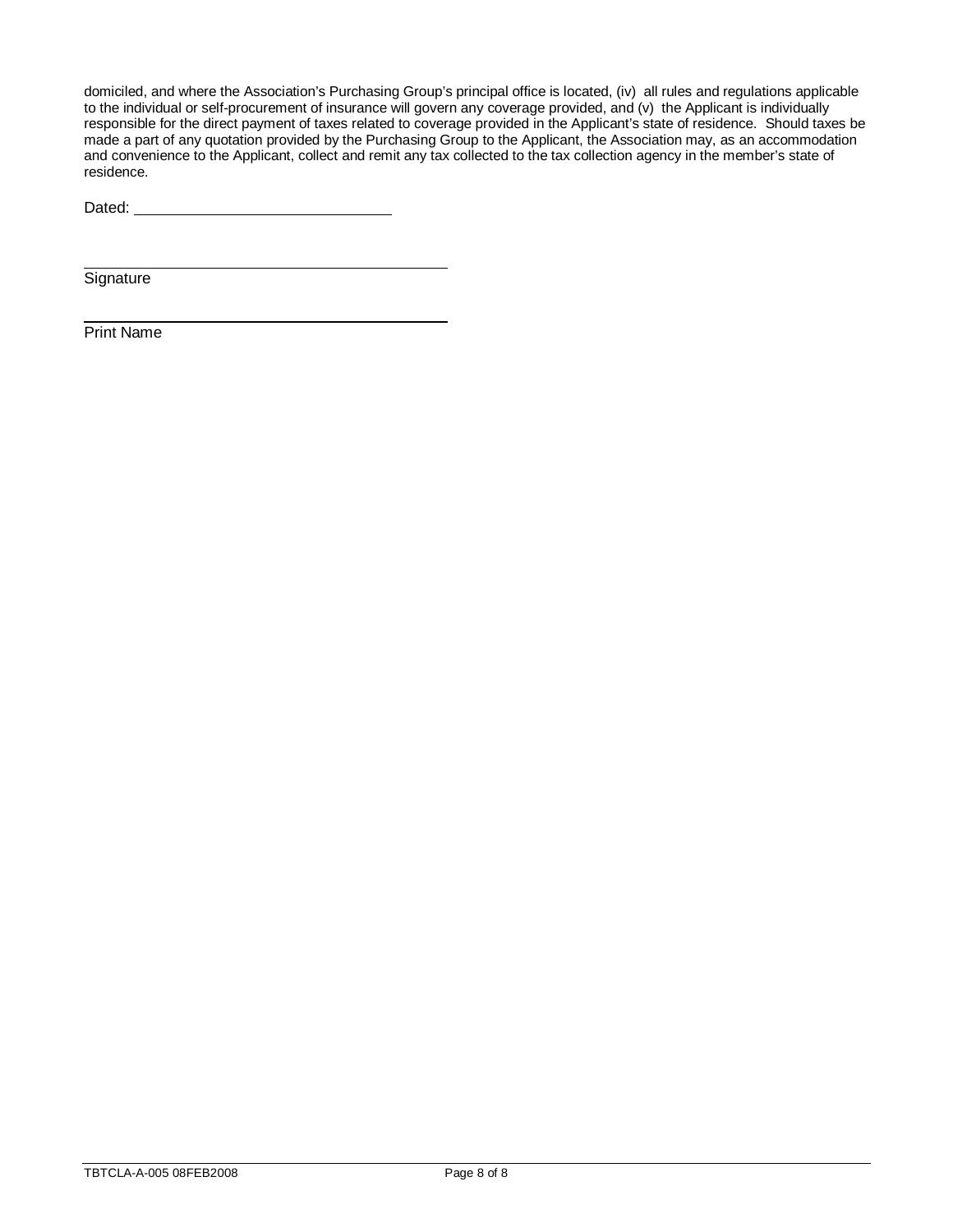domiciled, and where the Association's Purchasing Group's principal office is located, (iv) all rules and regulations applicable to the individual or self-procurement of insurance will govern any coverage provided, and (v) the Applicant is individually responsible for the direct payment of taxes related to coverage provided in the Applicant's state of residence. Should taxes be made a part of any quotation provided by the Purchasing Group to the Applicant, the Association may, as an accommodation and convenience to the Applicant, collect and remit any tax collected to the tax collection agency in the member's state of residence.

Dated: ______________________________

_____________________________________________
Signature

_____________________________________________
Print Name